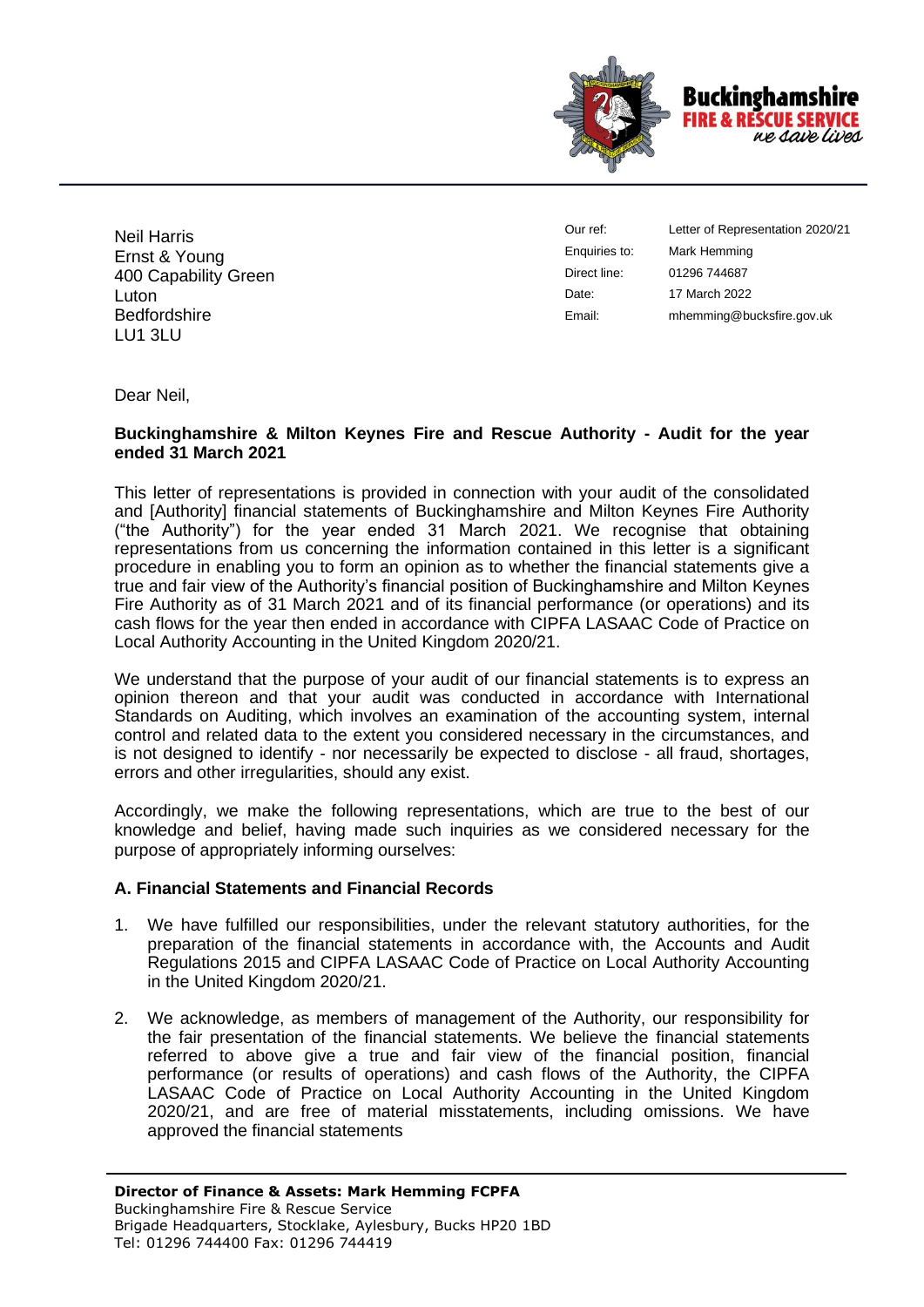Buckinghamshire
FIRE & RESCUE SERVICE
*we save lives*

Neil Harris
Ernst & Young
400 Capability Green
Luton
Bedfordshire
LU1 3LU

| | |
|---|---|
| Our ref: | Letter of Representation 2020/21 |
| Enquiries to: | Mark Hemming |
| Direct line: | 01296 744687 |
| Date: | 17 March 2022 |
| Email: | mhemming@bucksfire.gov.uk |

Dear Neil,

**Buckinghamshire & Milton Keynes Fire and Rescue Authority - Audit for the year ended 31 March 2021**

This letter of representations is provided in connection with your audit of the consolidated and [Authority] financial statements of Buckinghamshire and Milton Keynes Fire Authority ("the Authority") for the year ended 31 March 2021. We recognise that obtaining representations from us concerning the information contained in this letter is a significant procedure in enabling you to form an opinion as to whether the financial statements give a true and fair view of the Authority's financial position of Buckinghamshire and Milton Keynes Fire Authority as of 31 March 2021 and of its financial performance (or operations) and its cash flows for the year then ended in accordance with CIPFA LASAAC Code of Practice on Local Authority Accounting in the United Kingdom 2020/21.

We understand that the purpose of your audit of our financial statements is to express an opinion thereon and that your audit was conducted in accordance with International Standards on Auditing, which involves an examination of the accounting system, internal control and related data to the extent you considered necessary in the circumstances, and is not designed to identify - nor necessarily be expected to disclose - all fraud, shortages, errors and other irregularities, should any exist.

Accordingly, we make the following representations, which are true to the best of our knowledge and belief, having made such inquiries as we considered necessary for the purpose of appropriately informing ourselves:

**A. Financial Statements and Financial Records**

1. We have fulfilled our responsibilities, under the relevant statutory authorities, for the preparation of the financial statements in accordance with, the Accounts and Audit Regulations 2015 and CIPFA LASAAC Code of Practice on Local Authority Accounting in the United Kingdom 2020/21.

2. We acknowledge, as members of management of the Authority, our responsibility for the fair presentation of the financial statements. We believe the financial statements referred to above give a true and fair view of the financial position, financial performance (or results of operations) and cash flows of the Authority, the CIPFA LASAAC Code of Practice on Local Authority Accounting in the United Kingdom 2020/21, and are free of material misstatements, including omissions. We have approved the financial statements

**Director of Finance & Assets: Mark Hemming FCPFA**
Buckinghamshire Fire & Rescue Service
Brigade Headquarters, Stocklake, Aylesbury, Bucks HP20 1BD
Tel: 01296 744400 Fax: 01296 744419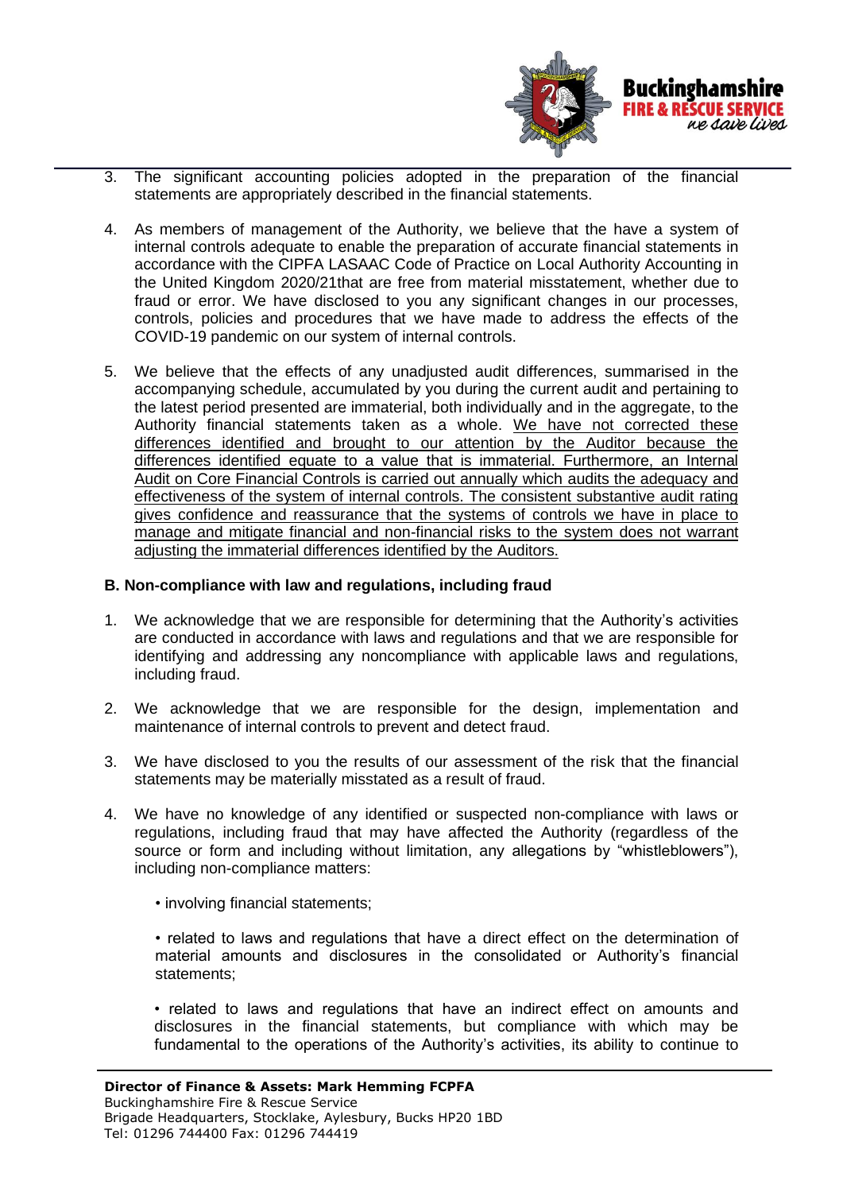3. The significant accounting policies adopted in the preparation of the financial statements are appropriately described in the financial statements.

4. As members of management of the Authority, we believe that the have a system of internal controls adequate to enable the preparation of accurate financial statements in accordance with the CIPFA LASAAC Code of Practice on Local Authority Accounting in the United Kingdom 2020/21that are free from material misstatement, whether due to fraud or error. We have disclosed to you any significant changes in our processes, controls, policies and procedures that we have made to address the effects of the COVID-19 pandemic on our system of internal controls.

5. We believe that the effects of any unadjusted audit differences, summarised in the accompanying schedule, accumulated by you during the current audit and pertaining to the latest period presented are immaterial, both individually and in the aggregate, to the Authority financial statements taken as a whole. <u>We have not corrected these differences identified and brought to our attention by the Auditor because the differences identified equate to a value that is immaterial. Furthermore, an Internal Audit on Core Financial Controls is carried out annually which audits the adequacy and effectiveness of the system of internal controls. The consistent substantive audit rating gives confidence and reassurance that the systems of controls we have in place to manage and mitigate financial and non-financial risks to the system does not warrant adjusting the immaterial differences identified by the Auditors.</u>

**B. Non-compliance with law and regulations, including fraud**

1. We acknowledge that we are responsible for determining that the Authority's activities are conducted in accordance with laws and regulations and that we are responsible for identifying and addressing any noncompliance with applicable laws and regulations, including fraud.

2. We acknowledge that we are responsible for the design, implementation and maintenance of internal controls to prevent and detect fraud.

3. We have disclosed to you the results of our assessment of the risk that the financial statements may be materially misstated as a result of fraud.

4. We have no knowledge of any identified or suspected non-compliance with laws or regulations, including fraud that may have affected the Authority (regardless of the source or form and including without limitation, any allegations by "whistleblowers"), including non-compliance matters:

   • involving financial statements;

   • related to laws and regulations that have a direct effect on the determination of material amounts and disclosures in the consolidated or Authority's financial statements;

   • related to laws and regulations that have an indirect effect on amounts and disclosures in the financial statements, but compliance with which may be fundamental to the operations of the Authority's activities, its ability to continue to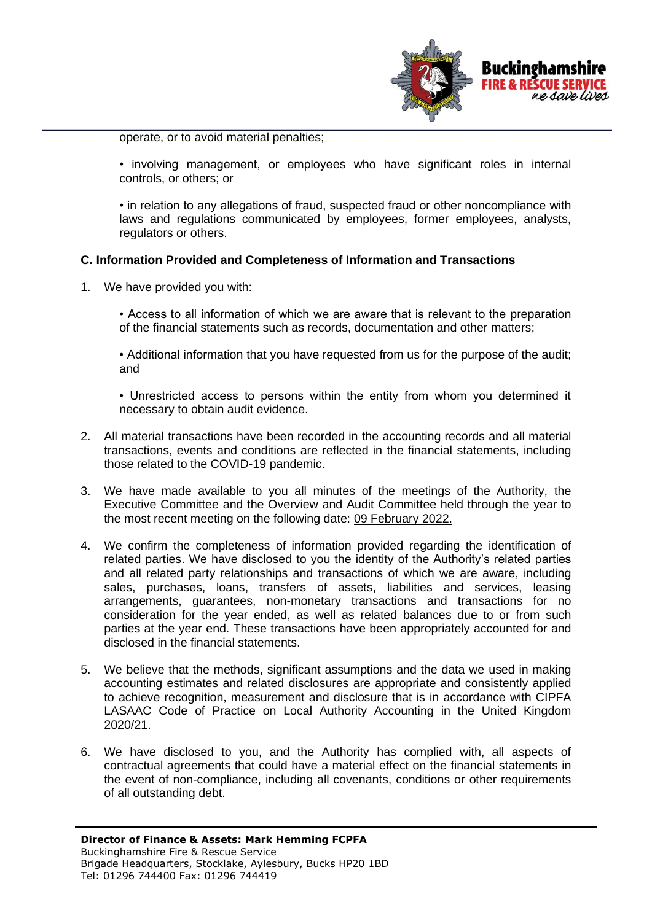operate, or to avoid material penalties;

• involving management, or employees who have significant roles in internal controls, or others; or

• in relation to any allegations of fraud, suspected fraud or other noncompliance with laws and regulations communicated by employees, former employees, analysts, regulators or others.

**C. Information Provided and Completeness of Information and Transactions**

1. We have provided you with:

   • Access to all information of which we are aware that is relevant to the preparation of the financial statements such as records, documentation and other matters;

   • Additional information that you have requested from us for the purpose of the audit; and

   • Unrestricted access to persons within the entity from whom you determined it necessary to obtain audit evidence.

2. All material transactions have been recorded in the accounting records and all material transactions, events and conditions are reflected in the financial statements, including those related to the COVID-19 pandemic.

3. We have made available to you all minutes of the meetings of the Authority, the Executive Committee and the Overview and Audit Committee held through the year to the most recent meeting on the following date: 09 February 2022.

4. We confirm the completeness of information provided regarding the identification of related parties. We have disclosed to you the identity of the Authority's related parties and all related party relationships and transactions of which we are aware, including sales, purchases, loans, transfers of assets, liabilities and services, leasing arrangements, guarantees, non-monetary transactions and transactions for no consideration for the year ended, as well as related balances due to or from such parties at the year end. These transactions have been appropriately accounted for and disclosed in the financial statements.

5. We believe that the methods, significant assumptions and the data we used in making accounting estimates and related disclosures are appropriate and consistently applied to achieve recognition, measurement and disclosure that is in accordance with CIPFA LASAAC Code of Practice on Local Authority Accounting in the United Kingdom 2020/21.

6. We have disclosed to you, and the Authority has complied with, all aspects of contractual agreements that could have a material effect on the financial statements in the event of non-compliance, including all covenants, conditions or other requirements of all outstanding debt.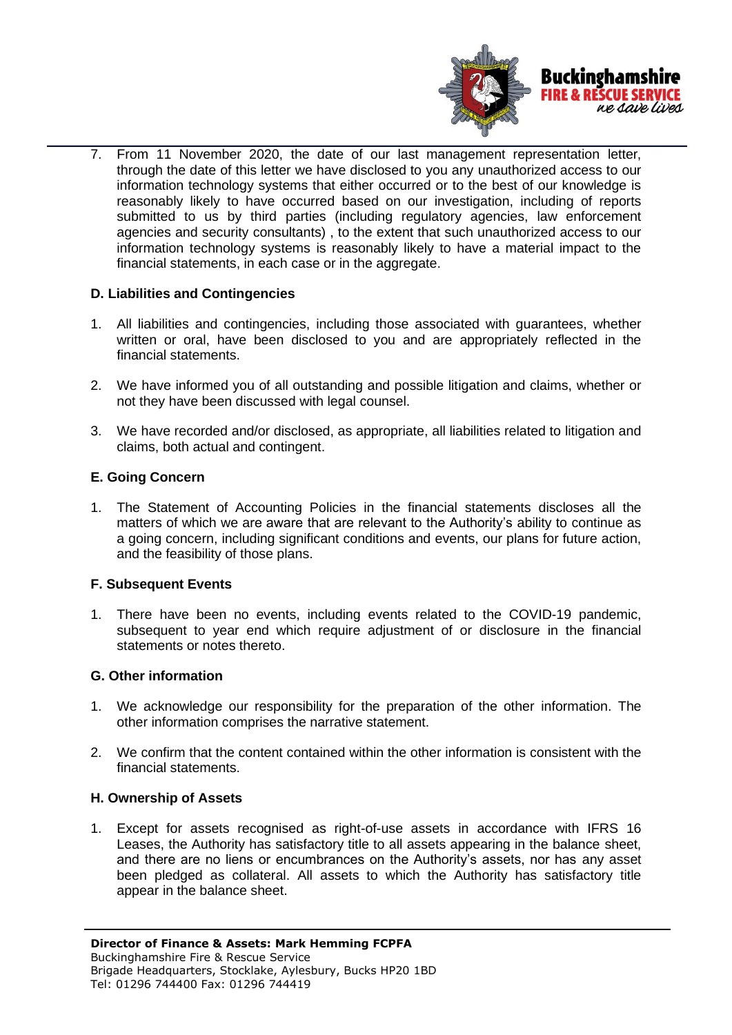7. From 11 November 2020, the date of our last management representation letter, through the date of this letter we have disclosed to you any unauthorized access to our information technology systems that either occurred or to the best of our knowledge is reasonably likely to have occurred based on our investigation, including of reports submitted to us by third parties (including regulatory agencies, law enforcement agencies and security consultants) , to the extent that such unauthorized access to our information technology systems is reasonably likely to have a material impact to the financial statements, in each case or in the aggregate.

**D. Liabilities and Contingencies**

1. All liabilities and contingencies, including those associated with guarantees, whether written or oral, have been disclosed to you and are appropriately reflected in the financial statements.

2. We have informed you of all outstanding and possible litigation and claims, whether or not they have been discussed with legal counsel.

3. We have recorded and/or disclosed, as appropriate, all liabilities related to litigation and claims, both actual and contingent.

**E. Going Concern**

1. The Statement of Accounting Policies in the financial statements discloses all the matters of which we are aware that are relevant to the Authority's ability to continue as a going concern, including significant conditions and events, our plans for future action, and the feasibility of those plans.

**F. Subsequent Events**

1. There have been no events, including events related to the COVID-19 pandemic, subsequent to year end which require adjustment of or disclosure in the financial statements or notes thereto.

**G. Other information**

1. We acknowledge our responsibility for the preparation of the other information. The other information comprises the narrative statement.

2. We confirm that the content contained within the other information is consistent with the financial statements.

**H. Ownership of Assets**

1. Except for assets recognised as right-of-use assets in accordance with IFRS 16 Leases, the Authority has satisfactory title to all assets appearing in the balance sheet, and there are no liens or encumbrances on the Authority's assets, nor has any asset been pledged as collateral. All assets to which the Authority has satisfactory title appear in the balance sheet.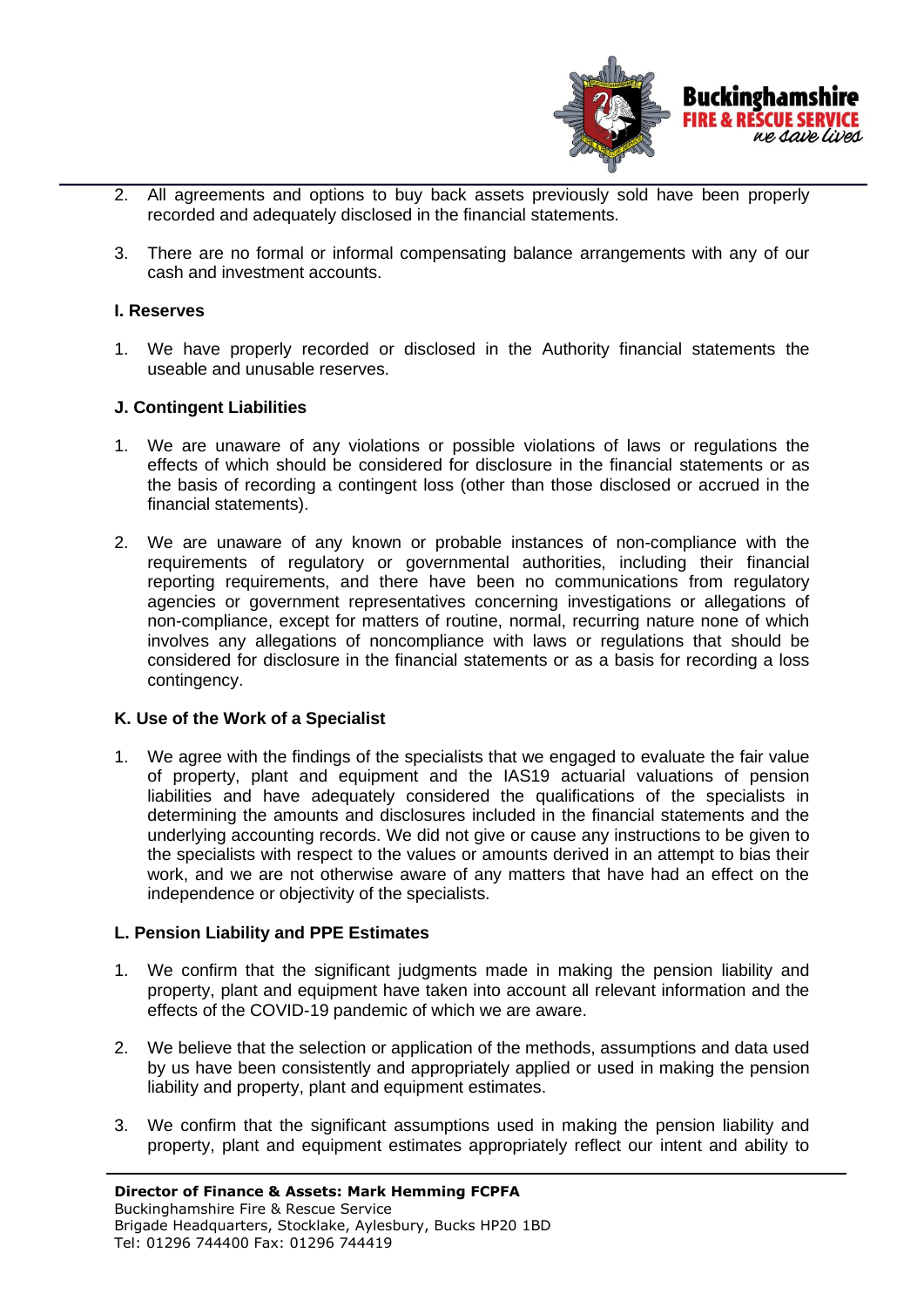2. All agreements and options to buy back assets previously sold have been properly recorded and adequately disclosed in the financial statements.

3. There are no formal or informal compensating balance arrangements with any of our cash and investment accounts.

**I. Reserves**

1. We have properly recorded or disclosed in the Authority financial statements the useable and unusable reserves.

**J. Contingent Liabilities**

1. We are unaware of any violations or possible violations of laws or regulations the effects of which should be considered for disclosure in the financial statements or as the basis of recording a contingent loss (other than those disclosed or accrued in the financial statements).

2. We are unaware of any known or probable instances of non-compliance with the requirements of regulatory or governmental authorities, including their financial reporting requirements, and there have been no communications from regulatory agencies or government representatives concerning investigations or allegations of non-compliance, except for matters of routine, normal, recurring nature none of which involves any allegations of noncompliance with laws or regulations that should be considered for disclosure in the financial statements or as a basis for recording a loss contingency.

**K. Use of the Work of a Specialist**

1. We agree with the findings of the specialists that we engaged to evaluate the fair value of property, plant and equipment and the IAS19 actuarial valuations of pension liabilities and have adequately considered the qualifications of the specialists in determining the amounts and disclosures included in the financial statements and the underlying accounting records. We did not give or cause any instructions to be given to the specialists with respect to the values or amounts derived in an attempt to bias their work, and we are not otherwise aware of any matters that have had an effect on the independence or objectivity of the specialists.

**L. Pension Liability and PPE Estimates**

1. We confirm that the significant judgments made in making the pension liability and property, plant and equipment have taken into account all relevant information and the effects of the COVID-19 pandemic of which we are aware.

2. We believe that the selection or application of the methods, assumptions and data used by us have been consistently and appropriately applied or used in making the pension liability and property, plant and equipment estimates.

3. We confirm that the significant assumptions used in making the pension liability and property, plant and equipment estimates appropriately reflect our intent and ability to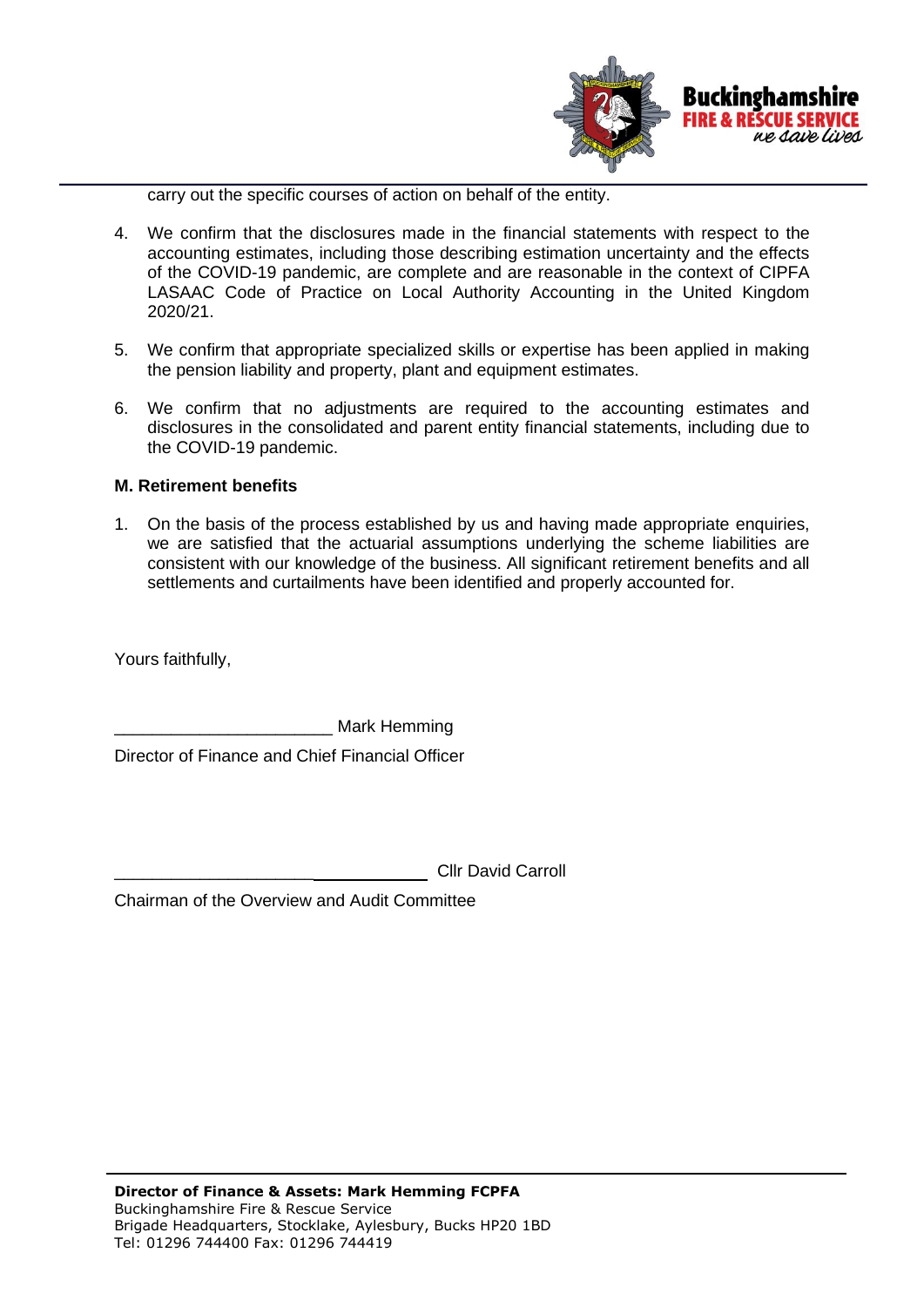carry out the specific courses of action on behalf of the entity.

4. We confirm that the disclosures made in the financial statements with respect to the accounting estimates, including those describing estimation uncertainty and the effects of the COVID-19 pandemic, are complete and are reasonable in the context of CIPFA LASAAC Code of Practice on Local Authority Accounting in the United Kingdom 2020/21.

5. We confirm that appropriate specialized skills or expertise has been applied in making the pension liability and property, plant and equipment estimates.

6. We confirm that no adjustments are required to the accounting estimates and disclosures in the consolidated and parent entity financial statements, including due to the COVID-19 pandemic.

**M. Retirement benefits**

1. On the basis of the process established by us and having made appropriate enquiries, we are satisfied that the actuarial assumptions underlying the scheme liabilities are consistent with our knowledge of the business. All significant retirement benefits and all settlements and curtailments have been identified and properly accounted for.

Yours faithfully,

_______________________ Mark Hemming

Director of Finance and Chief Financial Officer

_________________________________ Cllr David Carroll

Chairman of the Overview and Audit Committee

**Director of Finance & Assets: Mark Hemming FCPFA**
Buckinghamshire Fire & Rescue Service
Brigade Headquarters, Stocklake, Aylesbury, Bucks HP20 1BD
Tel: 01296 744400 Fax: 01296 744419